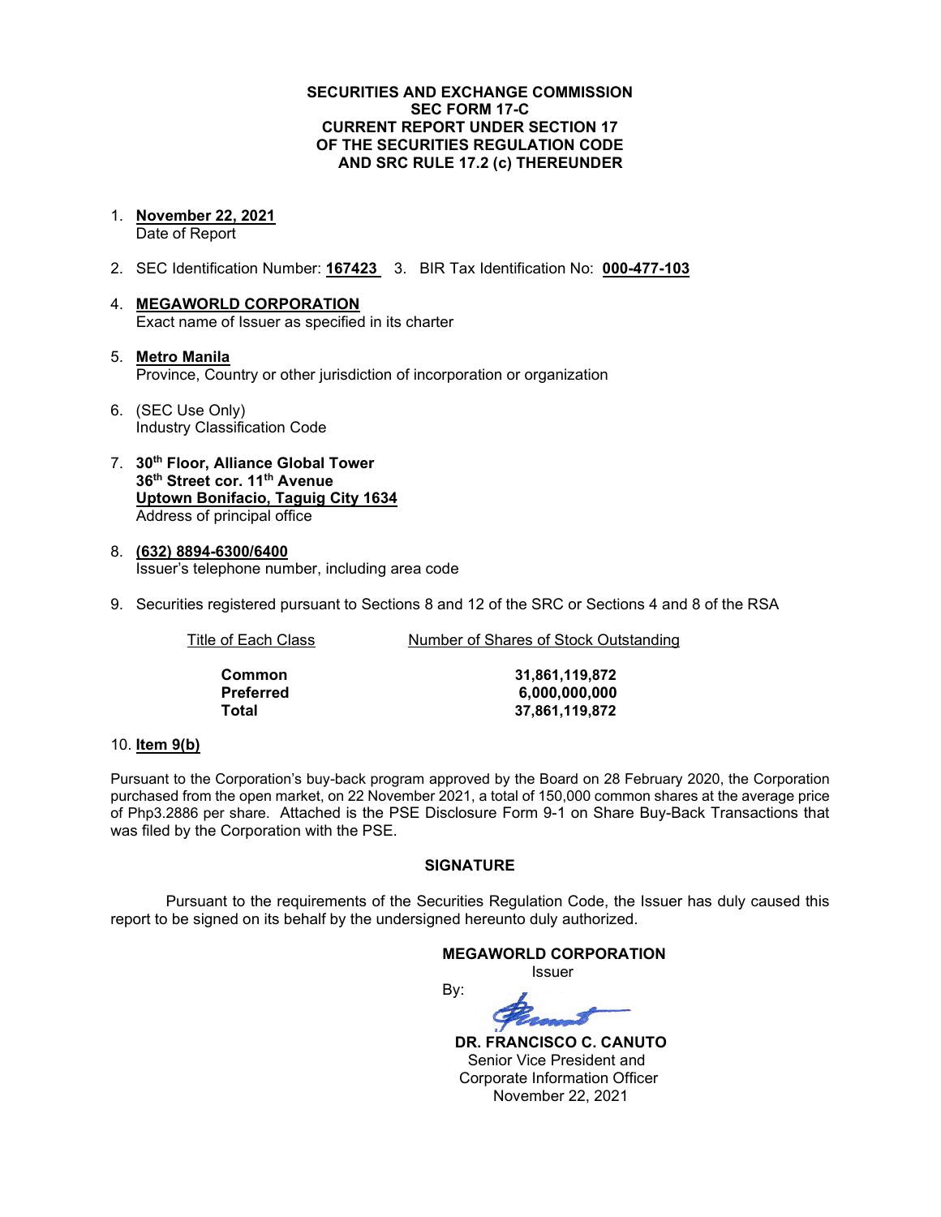**SECURITIES AND EXCHANGE COMMISSION**
**SEC FORM 17-C**
**CURRENT REPORT UNDER SECTION 17**
**OF THE SECURITIES REGULATION CODE**
**AND SRC RULE 17.2 (c) THEREUNDER**

1. **November 22, 2021**
   Date of Report

2. SEC Identification Number: **167423**   3. BIR Tax Identification No: **000-477-103**

4. **MEGAWORLD CORPORATION**
   Exact name of Issuer as specified in its charter

5. **Metro Manila**
   Province, Country or other jurisdiction of incorporation or organization

6. (SEC Use Only)
   Industry Classification Code

7. **30th Floor, Alliance Global Tower**
   **36th Street cor. 11th Avenue**
   **Uptown Bonifacio, Taguig City 1634**
   Address of principal office

8. **(632) 8894-6300/6400**
   Issuer's telephone number, including area code

9. Securities registered pursuant to Sections 8 and 12 of the SRC or Sections 4 and 8 of the RSA

| Title of Each Class | Number of Shares of Stock Outstanding |
|---|---|
| **Common** | **31,861,119,872** |
| **Preferred** | **6,000,000,000** |
| **Total** | **37,861,119,872** |

10. **Item 9(b)**

Pursuant to the Corporation's buy-back program approved by the Board on 28 February 2020, the Corporation purchased from the open market, on 22 November 2021, a total of 150,000 common shares at the average price of Php3.2886 per share. Attached is the PSE Disclosure Form 9-1 on Share Buy-Back Transactions that was filed by the Corporation with the PSE.

**SIGNATURE**

Pursuant to the requirements of the Securities Regulation Code, the Issuer has duly caused this report to be signed on its behalf by the undersigned hereunto duly authorized.

**MEGAWORLD CORPORATION**
Issuer

By:

**DR. FRANCISCO C. CANUTO**
Senior Vice President and
Corporate Information Officer
November 22, 2021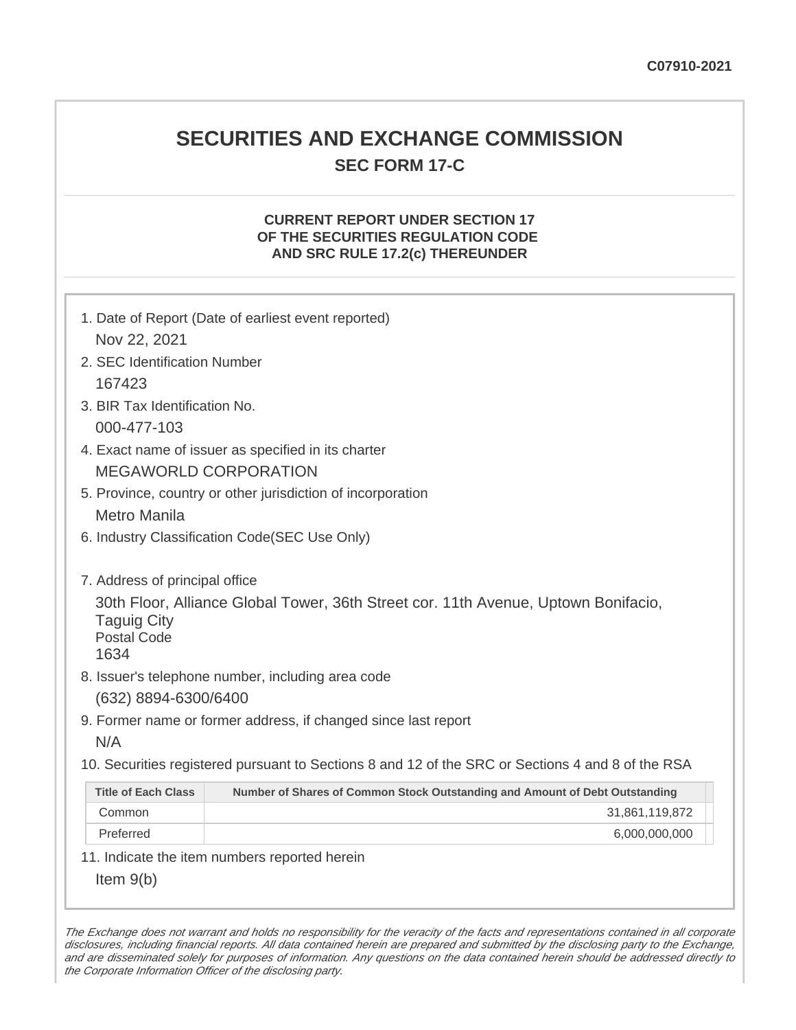C07910-2021

# SECURITIES AND EXCHANGE COMMISSION

## SEC FORM 17-C

### CURRENT REPORT UNDER SECTION 17 OF THE SECURITIES REGULATION CODE AND SRC RULE 17.2(c) THEREUNDER

1. Date of Report (Date of earliest event reported)

   Nov 22, 2021

2. SEC Identification Number

   167423

3. BIR Tax Identification No.

   000-477-103

4. Exact name of issuer as specified in its charter

   MEGAWORLD CORPORATION

5. Province, country or other jurisdiction of incorporation

   Metro Manila

6. Industry Classification Code(SEC Use Only)

7. Address of principal office

   30th Floor, Alliance Global Tower, 36th Street cor. 11th Avenue, Uptown Bonifacio, Taguig City
   Postal Code
   1634

8. Issuer's telephone number, including area code

   (632) 8894-6300/6400

9. Former name or former address, if changed since last report

   N/A

10. Securities registered pursuant to Sections 8 and 12 of the SRC or Sections 4 and 8 of the RSA

| Title of Each Class | Number of Shares of Common Stock Outstanding and Amount of Debt Outstanding |
|---|---|
| Common | 31,861,119,872 |
| Preferred | 6,000,000,000 |

11. Indicate the item numbers reported herein

    Item 9(b)

*The Exchange does not warrant and holds no responsibility for the veracity of the facts and representations contained in all corporate disclosures, including financial reports. All data contained herein are prepared and submitted by the disclosing party to the Exchange, and are disseminated solely for purposes of information. Any questions on the data contained herein should be addressed directly to the Corporate Information Officer of the disclosing party.*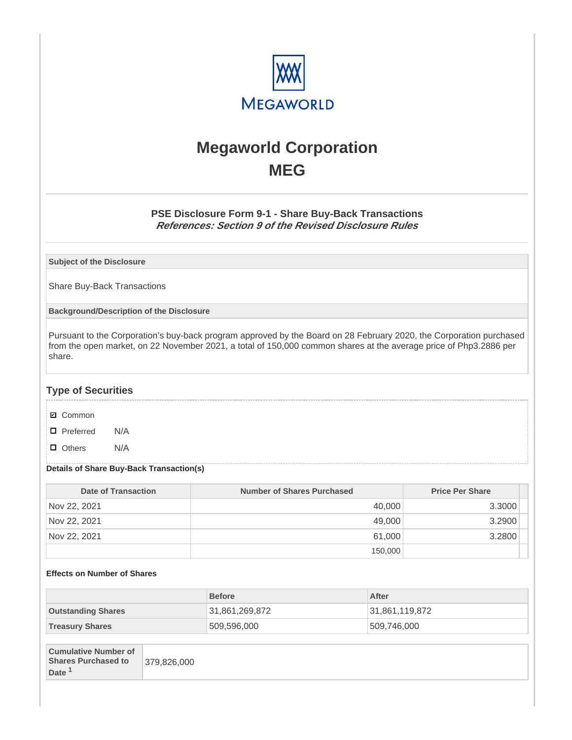# Megaworld Corporation
## MEG

### PSE Disclosure Form 9-1 - Share Buy-Back Transactions
***References: Section 9 of the Revised Disclosure Rules***

**Subject of the Disclosure**

Share Buy-Back Transactions

**Background/Description of the Disclosure**

Pursuant to the Corporation's buy-back program approved by the Board on 28 February 2020, the Corporation purchased from the open market, on 22 November 2021, a total of 150,000 common shares at the average price of Php3.2886 per share.

### Type of Securities

- ☑ Common
- ☐ Preferred N/A
- ☐ Others N/A

**Details of Share Buy-Back Transaction(s)**

| Date of Transaction | Number of Shares Purchased | Price Per Share |
|---|---|---|
| Nov 22, 2021 | 40,000 | 3.3000 |
| Nov 22, 2021 | 49,000 | 3.2900 |
| Nov 22, 2021 | 61,000 | 3.2800 |
| | 150,000 | |

**Effects on Number of Shares**

| | Before | After |
|---|---|---|
| **Outstanding Shares** | 31,861,269,872 | 31,861,119,872 |
| **Treasury Shares** | 509,596,000 | 509,746,000 |

| **Cumulative Number of Shares Purchased to Date** [1] | 379,826,000 |
|---|---|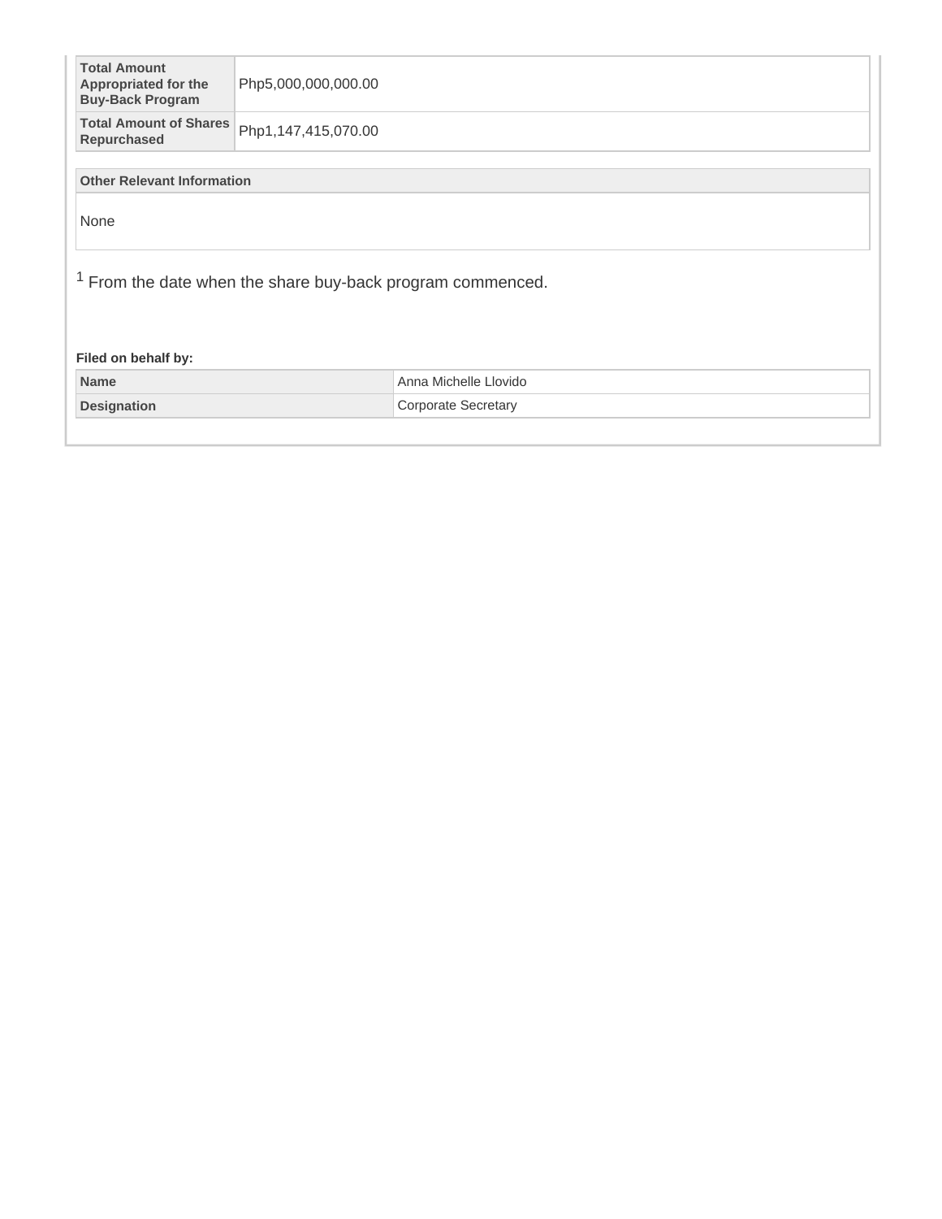| | |
|---|---|
| **Total Amount Appropriated for the Buy-Back Program** | Php5,000,000,000.00 |
| **Total Amount of Shares Repurchased** | Php1,147,415,070.00 |

| **Other Relevant Information** |
|---|
| None |

[1] From the date when the share buy-back program commenced.

**Filed on behalf by:**

| | |
|---|---|
| **Name** | Anna Michelle Llovido |
| **Designation** | Corporate Secretary |